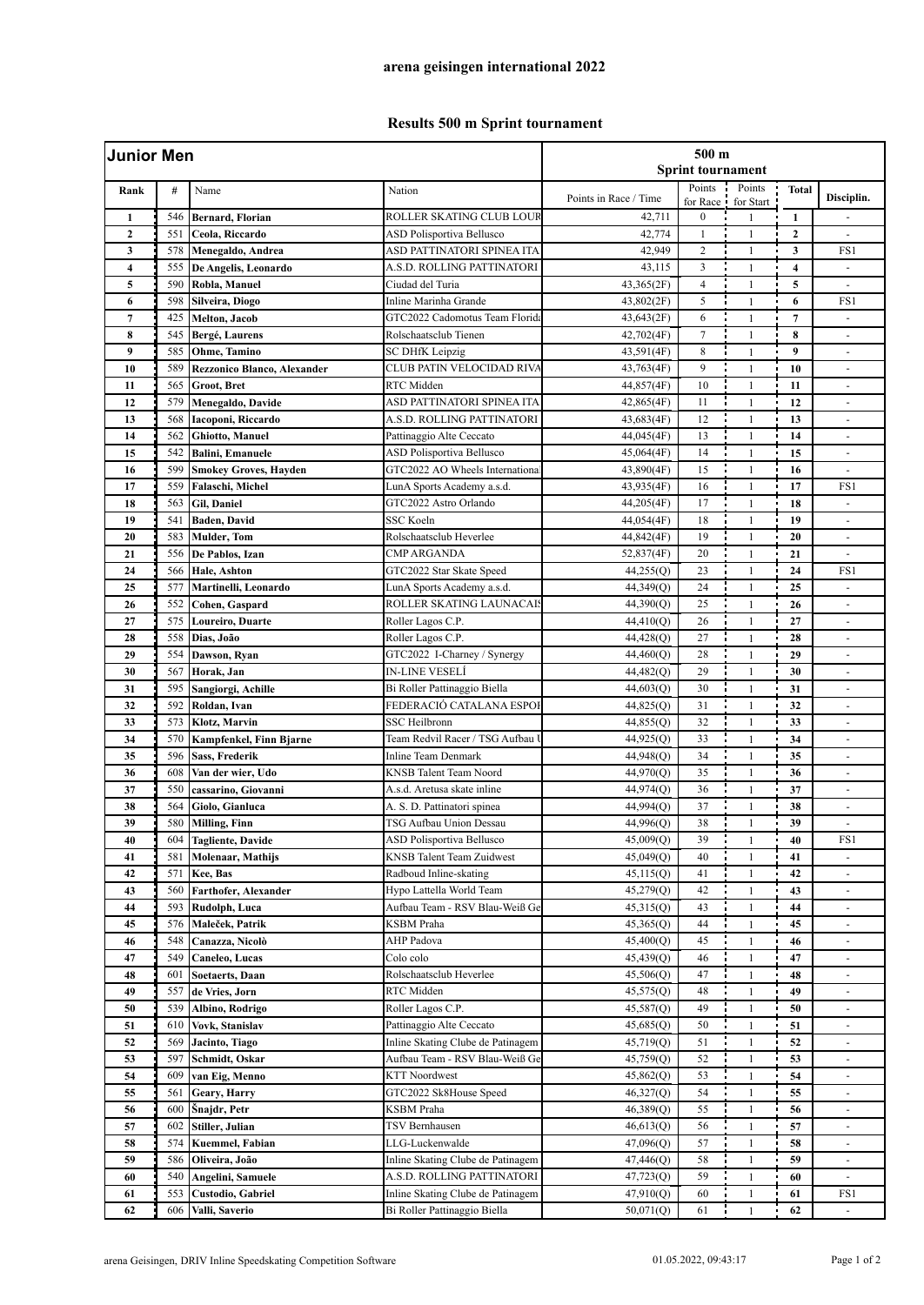## arena geisingen international 2022

## Results 500 m Sprint tournament

| Junior Men | | | | 500 m Sprint tournament | | | | |
|---|---|---|---|---|---|---|---|---|
| Rank | # | Name | Nation | Points in Race / Time | Points for Race | Points for Start | Total | Disciplin. |
| 1 | 546 | **Bernard, Florian** | ROLLER SKATING CLUB LOUR | 42,711 | 0 | 1 | **1** | - |
| 2 | 551 | **Ceola, Riccardo** | ASD Polisportiva Bellusco | 42,774 | 1 | 1 | **2** | - |
| 3 | 578 | **Menegaldo, Andrea** | ASD PATTINATORI SPINEA ITA | 42,949 | 2 | 1 | **3** | FS1 |
| 4 | 555 | **De Angelis, Leonardo** | A.S.D. ROLLING PATTINATORI | 43,115 | 3 | 1 | **4** | - |
| 5 | 590 | **Robla, Manuel** | Ciudad del Turia | 43,365(2F) | 4 | 1 | **5** | - |
| 6 | 598 | **Silveira, Diogo** | Inline Marinha Grande | 43,802(2F) | 5 | 1 | **6** | FS1 |
| 7 | 425 | **Melton, Jacob** | GTC2022 Cadomotus Team Florida | 43,643(2F) | 6 | 1 | **7** | - |
| 8 | 545 | **Bergé, Laurens** | Rolschaatsclub Tienen | 42,702(4F) | 7 | 1 | **8** | - |
| 9 | 585 | **Ohme, Tamino** | SC DHfK Leipzig | 43,591(4F) | 8 | 1 | **9** | - |
| 10 | 589 | **Rezzonico Blanco, Alexander** | CLUB PATIN VELOCIDAD RIVA | 43,763(4F) | 9 | 1 | **10** | - |
| 11 | 565 | **Groot, Bret** | RTC Midden | 44,857(4F) | 10 | 1 | **11** | - |
| 12 | 579 | **Menegaldo, Davide** | ASD PATTINATORI SPINEA ITA | 42,865(4F) | 11 | 1 | **12** | - |
| 13 | 568 | **Iacoponi, Riccardo** | A.S.D. ROLLING PATTINATORI | 43,683(4F) | 12 | 1 | **13** | - |
| 14 | 562 | **Ghiotto, Manuel** | Pattinaggio Alte Ceccato | 44,045(4F) | 13 | 1 | **14** | - |
| 15 | 542 | **Balini, Emanuele** | ASD Polisportiva Bellusco | 45,064(4F) | 14 | 1 | **15** | - |
| 16 | 599 | **Smokey Groves, Hayden** | GTC2022 AO Wheels Internationa | 43,890(4F) | 15 | 1 | **16** | - |
| 17 | 559 | **Falaschi, Michel** | LunA Sports Academy a.s.d. | 43,935(4F) | 16 | 1 | **17** | FS1 |
| 18 | 563 | **Gil, Daniel** | GTC2022 Astro Orlando | 44,205(4F) | 17 | 1 | **18** | - |
| 19 | 541 | **Baden, David** | SSC Koeln | 44,054(4F) | 18 | 1 | **19** | - |
| 20 | 583 | **Mulder, Tom** | Rolschaatsclub Heverlee | 44,842(4F) | 19 | 1 | **20** | - |
| 21 | 556 | **De Pablos, Izan** | CMP ARGANDA | 52,837(4F) | 20 | 1 | **21** | - |
| 24 | 566 | **Hale, Ashton** | GTC2022 Star Skate Speed | 44,255(Q) | 23 | 1 | **24** | FS1 |
| 25 | 577 | **Martinelli, Leonardo** | LunA Sports Academy a.s.d. | 44,349(Q) | 24 | 1 | **25** | - |
| 26 | 552 | **Cohen, Gaspard** | ROLLER SKATING LAUNACAIS | 44,390(Q) | 25 | 1 | **26** | - |
| 27 | 575 | **Loureiro, Duarte** | Roller Lagos C.P. | 44,410(Q) | 26 | 1 | **27** | - |
| 28 | 558 | **Dias, João** | Roller Lagos C.P. | 44,428(Q) | 27 | 1 | **28** | - |
| 29 | 554 | **Dawson, Ryan** | GTC2022 I-Charney / Synergy | 44,460(Q) | 28 | 1 | **29** | - |
| 30 | 567 | **Horak, Jan** | IN-LINE VESELÍ | 44,482(Q) | 29 | 1 | **30** | - |
| 31 | 595 | **Sangiorgi, Achille** | Bi Roller Pattinaggio Biella | 44,603(Q) | 30 | 1 | **31** | - |
| 32 | 592 | **Roldan, Ivan** | FEDERACIÓ CATALANA ESPOI | 44,825(Q) | 31 | 1 | **32** | - |
| 33 | 573 | **Klotz, Marvin** | SSC Heilbronn | 44,855(Q) | 32 | 1 | **33** | - |
| 34 | 570 | **Kampfenkel, Finn Bjarne** | Team Redvil Racer / TSG Aufbau U | 44,925(Q) | 33 | 1 | **34** | - |
| 35 | 596 | **Sass, Frederik** | Inline Team Denmark | 44,948(Q) | 34 | 1 | **35** | - |
| 36 | 608 | **Van der wier, Udo** | KNSB Talent Team Noord | 44,970(Q) | 35 | 1 | **36** | - |
| 37 | 550 | **cassarino, Giovanni** | A.s.d. Aretusa skate inline | 44,974(Q) | 36 | 1 | **37** | - |
| 38 | 564 | **Giolo, Gianluca** | A. S. D. Pattinatori spinea | 44,994(Q) | 37 | 1 | **38** | - |
| 39 | 580 | **Milling, Finn** | TSG Aufbau Union Dessau | 44,996(Q) | 38 | 1 | **39** | - |
| 40 | 604 | **Tagliente, Davide** | ASD Polisportiva Bellusco | 45,009(Q) | 39 | 1 | **40** | FS1 |
| 41 | 581 | **Molenaar, Mathijs** | KNSB Talent Team Zuidwest | 45,049(Q) | 40 | 1 | **41** | - |
| 42 | 571 | **Kee, Bas** | Radboud Inline-skating | 45,115(Q) | 41 | 1 | **42** | - |
| 43 | 560 | **Farthofer, Alexander** | Hypo Lattella World Team | 45,279(Q) | 42 | 1 | **43** | - |
| 44 | 593 | **Rudolph, Luca** | Aufbau Team - RSV Blau-Weiß Ge | 45,315(Q) | 43 | 1 | **44** | - |
| 45 | 576 | **Maleček, Patrik** | KSBM Praha | 45,365(Q) | 44 | 1 | **45** | - |
| 46 | 548 | **Canazza, Nicolò** | AHP Padova | 45,400(Q) | 45 | 1 | **46** | - |
| 47 | 549 | **Caneleo, Lucas** | Colo colo | 45,439(Q) | 46 | 1 | **47** | - |
| 48 | 601 | **Soetaerts, Daan** | Rolschaatsclub Heverlee | 45,506(Q) | 47 | 1 | **48** | - |
| 49 | 557 | **de Vries, Jorn** | RTC Midden | 45,575(Q) | 48 | 1 | **49** | - |
| 50 | 539 | **Albino, Rodrigo** | Roller Lagos C.P. | 45,587(Q) | 49 | 1 | **50** | - |
| 51 | 610 | **Vovk, Stanislav** | Pattinaggio Alte Ceccato | 45,685(Q) | 50 | 1 | **51** | - |
| 52 | 569 | **Jacinto, Tiago** | Inline Skating Clube de Patinagem | 45,719(Q) | 51 | 1 | **52** | - |
| 53 | 597 | **Schmidt, Oskar** | Aufbau Team - RSV Blau-Weiß Ge | 45,759(Q) | 52 | 1 | **53** | - |
| 54 | 609 | **van Eig, Menno** | KTT Noordwest | 45,862(Q) | 53 | 1 | **54** | - |
| 55 | 561 | **Geary, Harry** | GTC2022 Sk8House Speed | 46,327(Q) | 54 | 1 | **55** | - |
| 56 | 600 | **Šnajdr, Petr** | KSBM Praha | 46,389(Q) | 55 | 1 | **56** | - |
| 57 | 602 | **Stiller, Julian** | TSV Bernhausen | 46,613(Q) | 56 | 1 | **57** | - |
| 58 | 574 | **Kuemmel, Fabian** | LLG-Luckenwalde | 47,096(Q) | 57 | 1 | **58** | - |
| 59 | 586 | **Oliveira, João** | Inline Skating Clube de Patinagem | 47,446(Q) | 58 | 1 | **59** | - |
| 60 | 540 | **Angelini, Samuele** | A.S.D. ROLLING PATTINATORI | 47,723(Q) | 59 | 1 | **60** | - |
| 61 | 553 | **Custodio, Gabriel** | Inline Skating Clube de Patinagem | 47,910(Q) | 60 | 1 | **61** | FS1 |
| 62 | 606 | **Valli, Saverio** | Bi Roller Pattinaggio Biella | 50,071(Q) | 61 | 1 | **62** | - |

arena Geisingen, DRIV Inline Speedskating Competition Software 01.05.2022, 09:43:17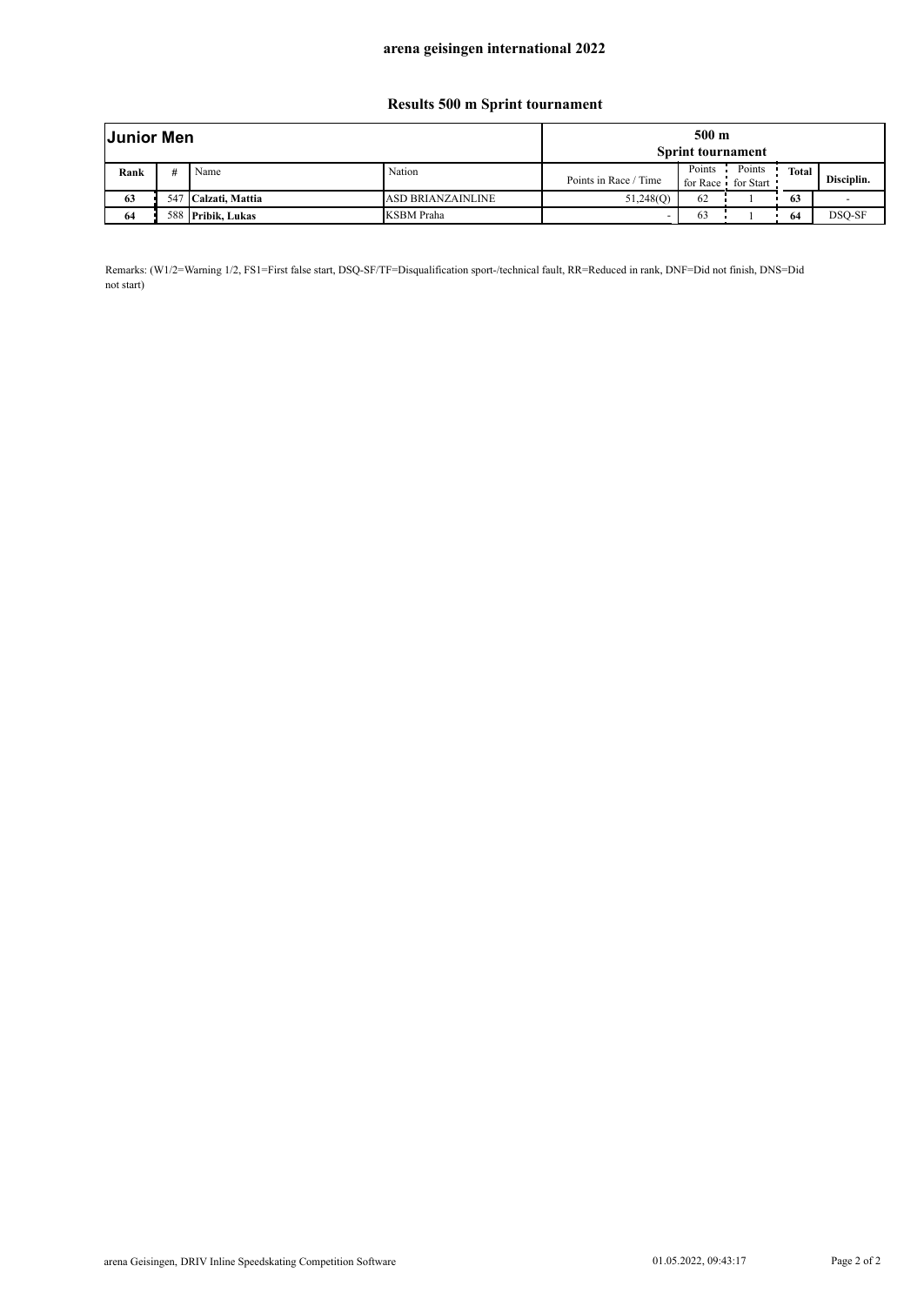## arena geisingen international 2022

### Results 500 m Sprint tournament

| Junior Men | | | | 500 m Sprint tournament | | | | |
|---|---|---|---|---|---|---|---|---|
| Rank | # | Name | Nation | Points in Race / Time | Points for Race | Points for Start | Total | Disciplin. |
| 63 | 547 | **Calzati, Mattia** | ASD BRIANZAINLINE | 51,248(Q) | 62 | 1 | 63 | - |
| 64 | 588 | **Pribik, Lukas** | KSBM Praha | - | 63 | 1 | 64 | DSQ-SF |

Remarks: (W1/2=Warning 1/2, FS1=First false start, DSQ-SF/TF=Disqualification sport-/technical fault, RR=Reduced in rank, DNF=Did not finish, DNS=Did not start)

arena Geisingen, DRIV Inline Speedskating Competition Software 01.05.2022, 09:43:17